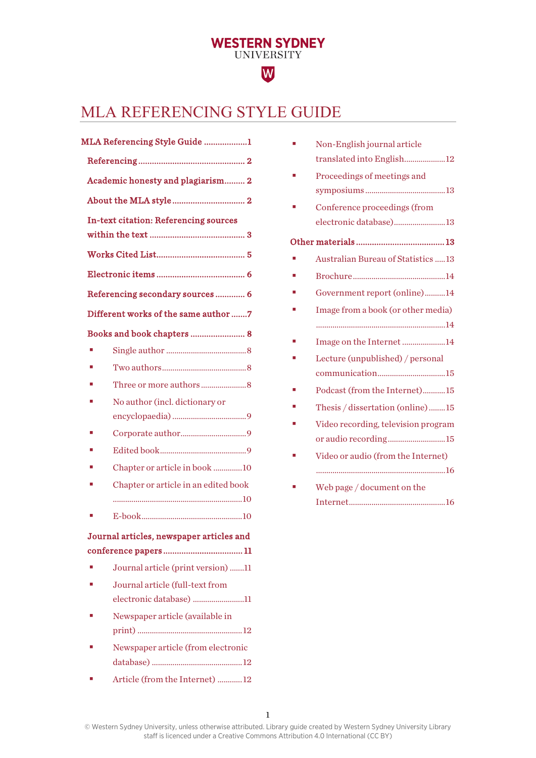# MLA REFERENCING STYLE GUIDE

**MLA Referencing Style Guide** .................... 1

- **Referencing** .................... 2
- **Academic honesty and plagiarism** .................... 2
- **About the MLA style** .................... 2
- **In-text citation: Referencing sources within the text** .................... 3
- **Works Cited List** .................... 5
- **Electronic items** .................... 6
- **Referencing secondary sources** .................... 6
- **Different works of the same author** .................... 7
- **Books and book chapters** .................... 8
  - Single author .................... 8
  - Two authors .................... 8
  - Three or more authors .................... 8
  - No author (incl. dictionary or encyclopaedia) .................... 9
  - Corporate author .................... 9
  - Edited book .................... 9
  - Chapter or article in book .................... 10
  - Chapter or article in an edited book .................... 10
  - E-book .................... 10
- **Journal articles, newspaper articles and conference papers** .................... 11
  - Journal article (print version) .................... 11
  - Journal article (full-text from electronic database) .................... 11
  - Newspaper article (available in print) .................... 12
  - Newspaper article (from electronic database) .................... 12
  - Article (from the Internet) .................... 12
  - Non-English journal article translated into English .................... 12
  - Proceedings of meetings and symposiums .................... 13
  - Conference proceedings (from electronic database) .................... 13
- **Other materials** .................... 13
  - Australian Bureau of Statistics .................... 13
  - Brochure .................... 14
  - Government report (online) .................... 14
  - Image from a book (or other media) .................... 14
  - Image on the Internet .................... 14
  - Lecture (unpublished) / personal communication .................... 15
  - Podcast (from the Internet) .................... 15
  - Thesis / dissertation (online) .................... 15
  - Video recording, television program or audio recording .................... 15
  - Video or audio (from the Internet) .................... 16
  - Web page / document on the Internet .................... 16

© Western Sydney University, unless otherwise attributed. Library guide created by Western Sydney University Library staff is licenced under a Creative Commons Attribution 4.0 International (CC BY)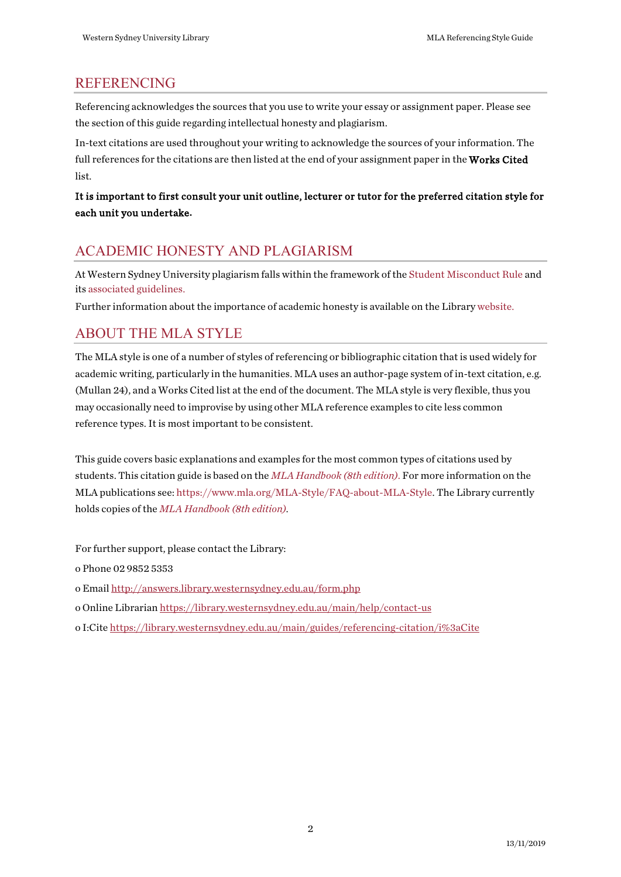## REFERENCING

Referencing acknowledges the sources that you use to write your essay or assignment paper. Please see the section of this guide regarding intellectual honesty and plagiarism.

In-text citations are used throughout your writing to acknowledge the sources of your information. The full references for the citations are then listed at the end of your assignment paper in the **Works Cited** list.

**It is important to first consult your unit outline, lecturer or tutor for the preferred citation style for each unit you undertake.**

## ACADEMIC HONESTY AND PLAGIARISM

At Western Sydney University plagiarism falls within the framework of the Student Misconduct Rule and its associated guidelines.

Further information about the importance of academic honesty is available on the Library website.

## ABOUT THE MLA STYLE

The MLA style is one of a number of styles of referencing or bibliographic citation that is used widely for academic writing, particularly in the humanities. MLA uses an author-page system of in-text citation, e.g. (Mullan 24), and a Works Cited list at the end of the document. The MLA style is very flexible, thus you may occasionally need to improvise by using other MLA reference examples to cite less common reference types. It is most important to be consistent.

This guide covers basic explanations and examples for the most common types of citations used by students. This citation guide is based on the *MLA Handbook (8th edition)*. For more information on the MLA publications see: https://www.mla.org/MLA-Style/FAQ-about-MLA-Style. The Library currently holds copies of the *MLA Handbook (8th edition)*.

For further support, please contact the Library:

- Phone 02 9852 5353
- Email http://answers.library.westernsydney.edu.au/form.php
- Online Librarian https://library.westernsydney.edu.au/main/help/contact-us
- I:Cite https://library.westernsydney.edu.au/main/guides/referencing-citation/i%3aCite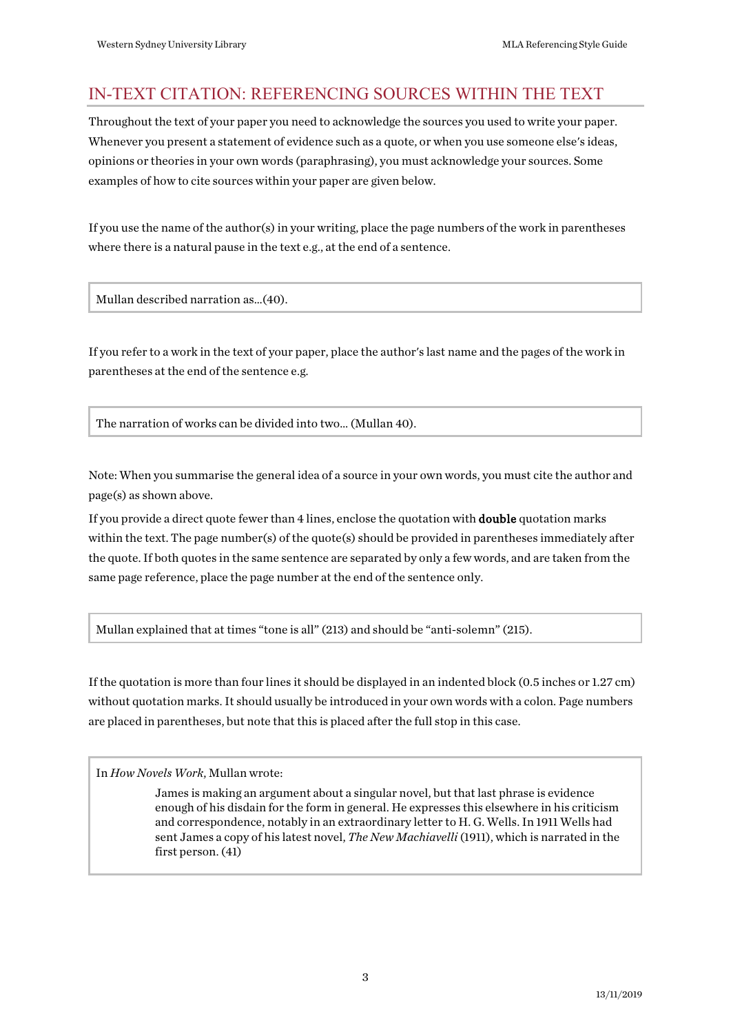## IN-TEXT CITATION: REFERENCING SOURCES WITHIN THE TEXT

Throughout the text of your paper you need to acknowledge the sources you used to write your paper. Whenever you present a statement of evidence such as a quote, or when you use someone else's ideas, opinions or theories in your own words (paraphrasing), you must acknowledge your sources. Some examples of how to cite sources within your paper are given below.

If you use the name of the author(s) in your writing, place the page numbers of the work in parentheses where there is a natural pause in the text e.g., at the end of a sentence.

> Mullan described narration as...(40).

If you refer to a work in the text of your paper, place the author's last name and the pages of the work in parentheses at the end of the sentence e.g.

> The narration of works can be divided into two... (Mullan 40).

Note: When you summarise the general idea of a source in your own words, you must cite the author and page(s) as shown above.

If you provide a direct quote fewer than 4 lines, enclose the quotation with **double** quotation marks within the text. The page number(s) of the quote(s) should be provided in parentheses immediately after the quote. If both quotes in the same sentence are separated by only a few words, and are taken from the same page reference, place the page number at the end of the sentence only.

> Mullan explained that at times "tone is all" (213) and should be "anti-solemn" (215).

If the quotation is more than four lines it should be displayed in an indented block (0.5 inches or 1.27 cm) without quotation marks. It should usually be introduced in your own words with a colon. Page numbers are placed in parentheses, but note that this is placed after the full stop in this case.

> In *How Novels Work*, Mullan wrote:
>
> > James is making an argument about a singular novel, but that last phrase is evidence enough of his disdain for the form in general. He expresses this elsewhere in his criticism and correspondence, notably in an extraordinary letter to H. G. Wells. In 1911 Wells had sent James a copy of his latest novel, *The New Machiavelli* (1911), which is narrated in the first person. (41)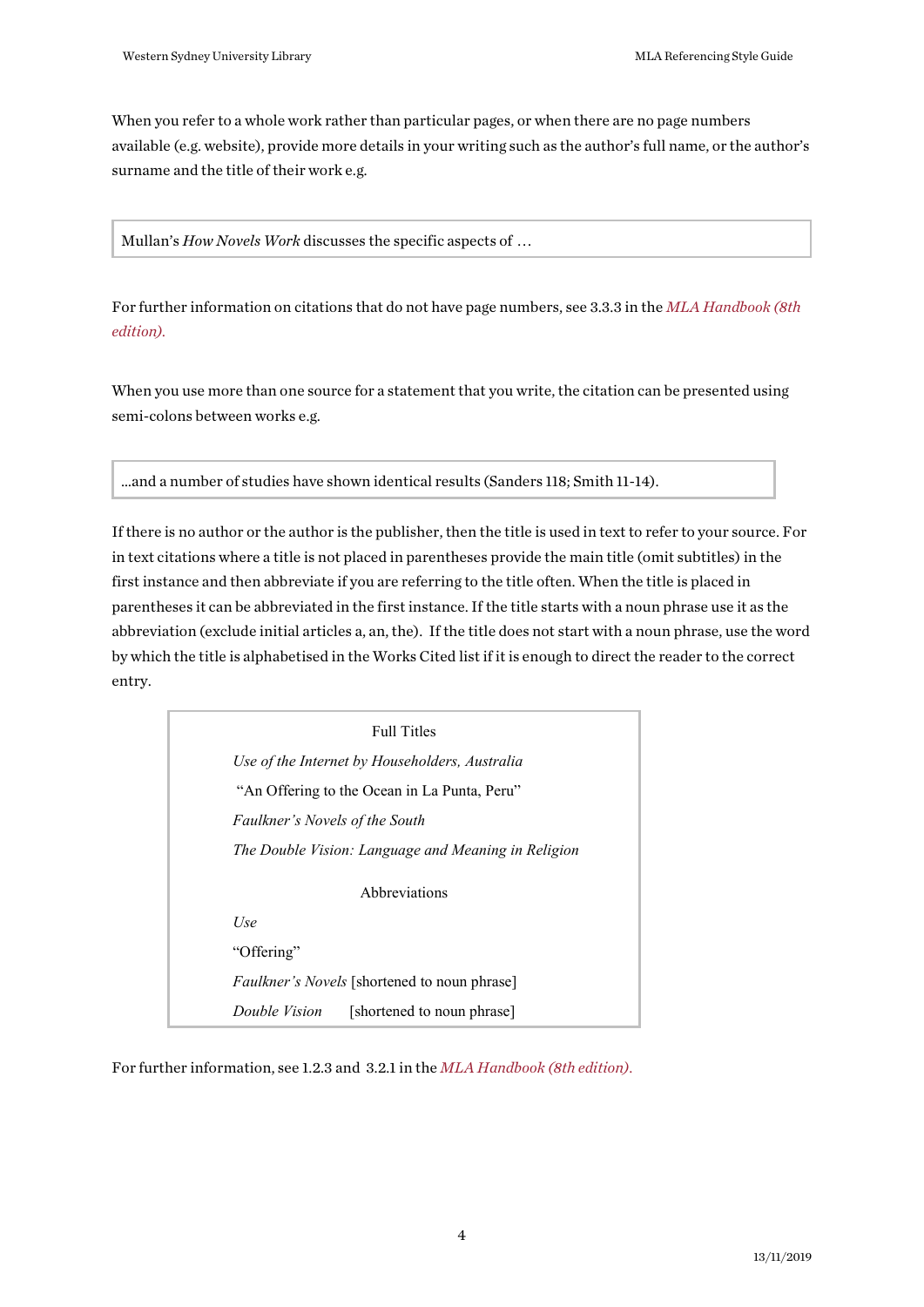When you refer to a whole work rather than particular pages, or when there are no page numbers available (e.g. website), provide more details in your writing such as the author's full name, or the author's surname and the title of their work e.g.

> Mullan's *How Novels Work* discusses the specific aspects of …

For further information on citations that do not have page numbers, see 3.3.3 in the *MLA Handbook (8th edition).*

When you use more than one source for a statement that you write, the citation can be presented using semi-colons between works e.g.

> ...and a number of studies have shown identical results (Sanders 118; Smith 11-14).

If there is no author or the author is the publisher, then the title is used in text to refer to your source. For in text citations where a title is not placed in parentheses provide the main title (omit subtitles) in the first instance and then abbreviate if you are referring to the title often. When the title is placed in parentheses it can be abbreviated in the first instance. If the title starts with a noun phrase use it as the abbreviation (exclude initial articles a, an, the). If the title does not start with a noun phrase, use the word by which the title is alphabetised in the Works Cited list if it is enough to direct the reader to the correct entry.

> Full Titles
>
> *Use of the Internet by Householders, Australia*
>
> "An Offering to the Ocean in La Punta, Peru"
>
> *Faulkner's Novels of the South*
>
> *The Double Vision: Language and Meaning in Religion*
>
> Abbreviations
>
> *Use*
>
> "Offering"
>
> *Faulkner's Novels* [shortened to noun phrase]
>
> *Double Vision* [shortened to noun phrase]

For further information, see 1.2.3 and 3.2.1 in the *MLA Handbook (8th edition).*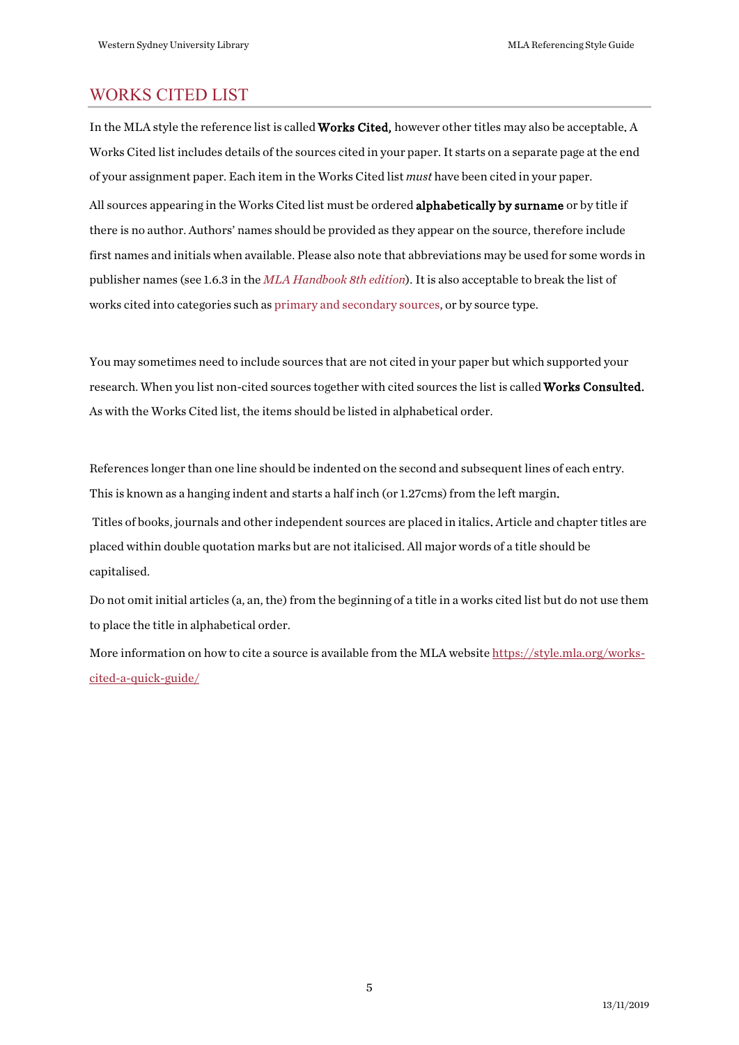## WORKS CITED LIST

In the MLA style the reference list is called **Works Cited,** however other titles may also be acceptable. A Works Cited list includes details of the sources cited in your paper. It starts on a separate page at the end of your assignment paper. Each item in the Works Cited list *must* have been cited in your paper.

All sources appearing in the Works Cited list must be ordered **alphabetically by surname** or by title if there is no author. Authors' names should be provided as they appear on the source, therefore include first names and initials when available. Please also note that abbreviations may be used for some words in publisher names (see 1.6.3 in the *MLA Handbook 8th edition*). It is also acceptable to break the list of works cited into categories such as primary and secondary sources, or by source type.

You may sometimes need to include sources that are not cited in your paper but which supported your research. When you list non-cited sources together with cited sources the list is called **Works Consulted.** As with the Works Cited list, the items should be listed in alphabetical order.

References longer than one line should be indented on the second and subsequent lines of each entry. This is known as a hanging indent and starts a half inch (or 1.27cms) from the left margin.

Titles of books, journals and other independent sources are placed in italics. Article and chapter titles are placed within double quotation marks but are not italicised. All major words of a title should be capitalised.

Do not omit initial articles (a, an, the) from the beginning of a title in a works cited list but do not use them to place the title in alphabetical order.

More information on how to cite a source is available from the MLA website https://style.mla.org/works-cited-a-quick-guide/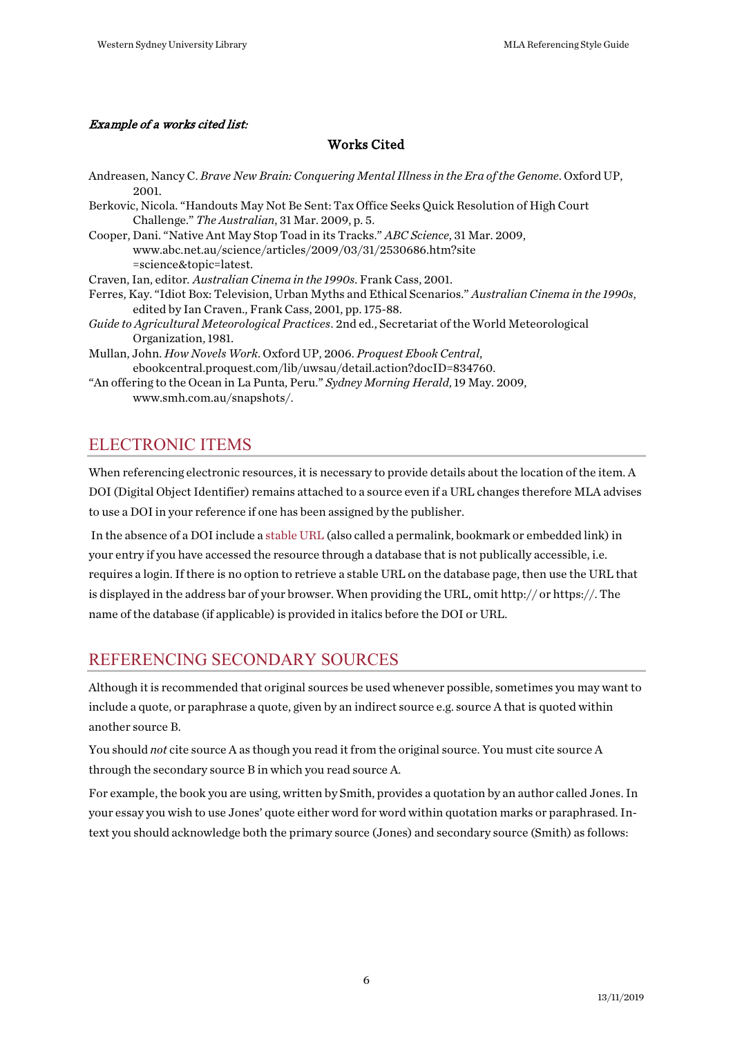***Example of a works cited list:***

### Works Cited

Andreasen, Nancy C. *Brave New Brain: Conquering Mental Illness in the Era of the Genome*. Oxford UP, 2001.

Berkovic, Nicola. "Handouts May Not Be Sent: Tax Office Seeks Quick Resolution of High Court Challenge." *The Australian*, 31 Mar. 2009, p. 5.

Cooper, Dani. "Native Ant May Stop Toad in its Tracks." *ABC Science*, 31 Mar. 2009, www.abc.net.au/science/articles/2009/03/31/2530686.htm?site =science&topic=latest.

Craven, Ian, editor. *Australian Cinema in the 1990s*. Frank Cass, 2001.

Ferres, Kay. "Idiot Box: Television, Urban Myths and Ethical Scenarios." *Australian Cinema in the 1990s*, edited by Ian Craven., Frank Cass, 2001, pp. 175-88.

*Guide to Agricultural Meteorological Practices*. 2nd ed., Secretariat of the World Meteorological Organization, 1981.

Mullan, John. *How Novels Work*. Oxford UP, 2006. *Proquest Ebook Central*, ebookcentral.proquest.com/lib/uwsau/detail.action?docID=834760.

"An offering to the Ocean in La Punta, Peru." *Sydney Morning Herald*, 19 May. 2009, www.smh.com.au/snapshots/.

## ELECTRONIC ITEMS

When referencing electronic resources, it is necessary to provide details about the location of the item. A DOI (Digital Object Identifier) remains attached to a source even if a URL changes therefore MLA advises to use a DOI in your reference if one has been assigned by the publisher.

In the absence of a DOI include a stable URL (also called a permalink, bookmark or embedded link) in your entry if you have accessed the resource through a database that is not publically accessible, i.e. requires a login. If there is no option to retrieve a stable URL on the database page, then use the URL that is displayed in the address bar of your browser. When providing the URL, omit http:// or https://. The name of the database (if applicable) is provided in italics before the DOI or URL.

## REFERENCING SECONDARY SOURCES

Although it is recommended that original sources be used whenever possible, sometimes you may want to include a quote, or paraphrase a quote, given by an indirect source e.g. source A that is quoted within another source B.

You should *not* cite source A as though you read it from the original source. You must cite source A through the secondary source B in which you read source A.

For example, the book you are using, written by Smith, provides a quotation by an author called Jones. In your essay you wish to use Jones' quote either word for word within quotation marks or paraphrased. In-text you should acknowledge both the primary source (Jones) and secondary source (Smith) as follows: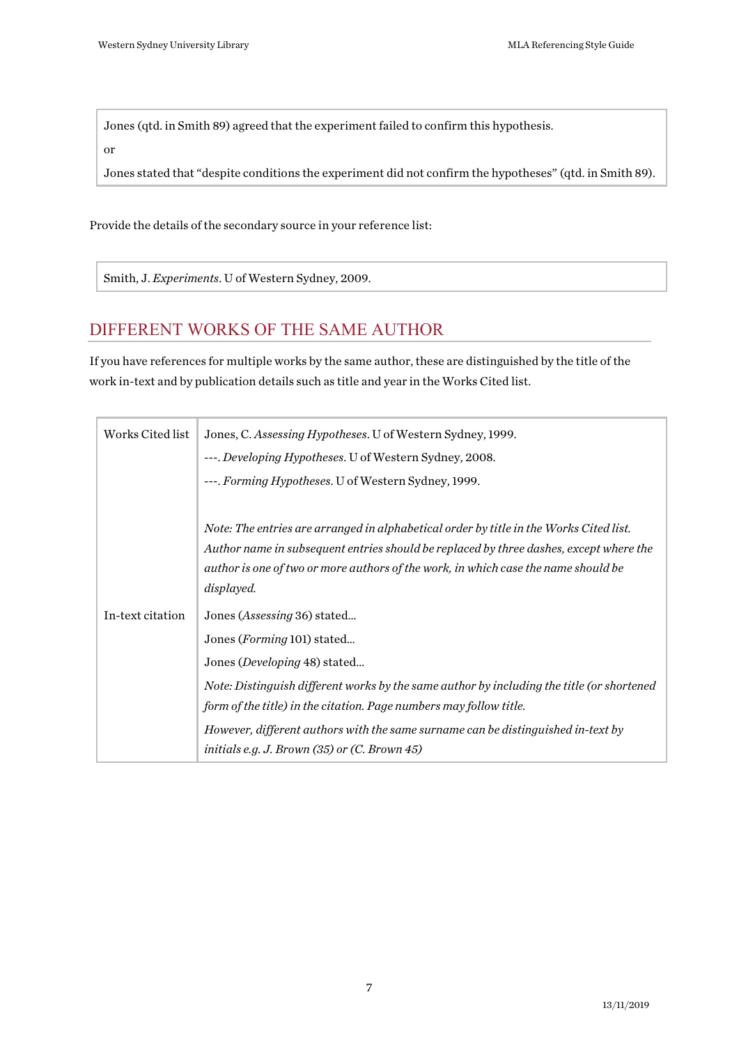Jones (qtd. in Smith 89) agreed that the experiment failed to confirm this hypothesis.

or

Jones stated that “despite conditions the experiment did not confirm the hypotheses” (qtd. in Smith 89).

Provide the details of the secondary source in your reference list:

Smith, J. *Experiments*. U of Western Sydney, 2009.

## DIFFERENT WORKS OF THE SAME AUTHOR

If you have references for multiple works by the same author, these are distinguished by the title of the work in-text and by publication details such as title and year in the Works Cited list.

| | |
|---|---|
| Works Cited list | Jones, C. *Assessing Hypotheses*. U of Western Sydney, 1999.<br>---. *Developing Hypotheses*. U of Western Sydney, 2008.<br>---. *Forming Hypotheses*. U of Western Sydney, 1999.<br><br>*Note: The entries are arranged in alphabetical order by title in the Works Cited list. Author name in subsequent entries should be replaced by three dashes, except where the author is one of two or more authors of the work, in which case the name should be displayed.* |
| In-text citation | Jones (*Assessing* 36) stated...<br>Jones (*Forming* 101) stated...<br>Jones (*Developing* 48) stated...<br>*Note: Distinguish different works by the same author by including the title (or shortened form of the title) in the citation. Page numbers may follow title.*<br>*However, different authors with the same surname can be distinguished in-text by initials e.g. J. Brown (35) or (C. Brown 45)* |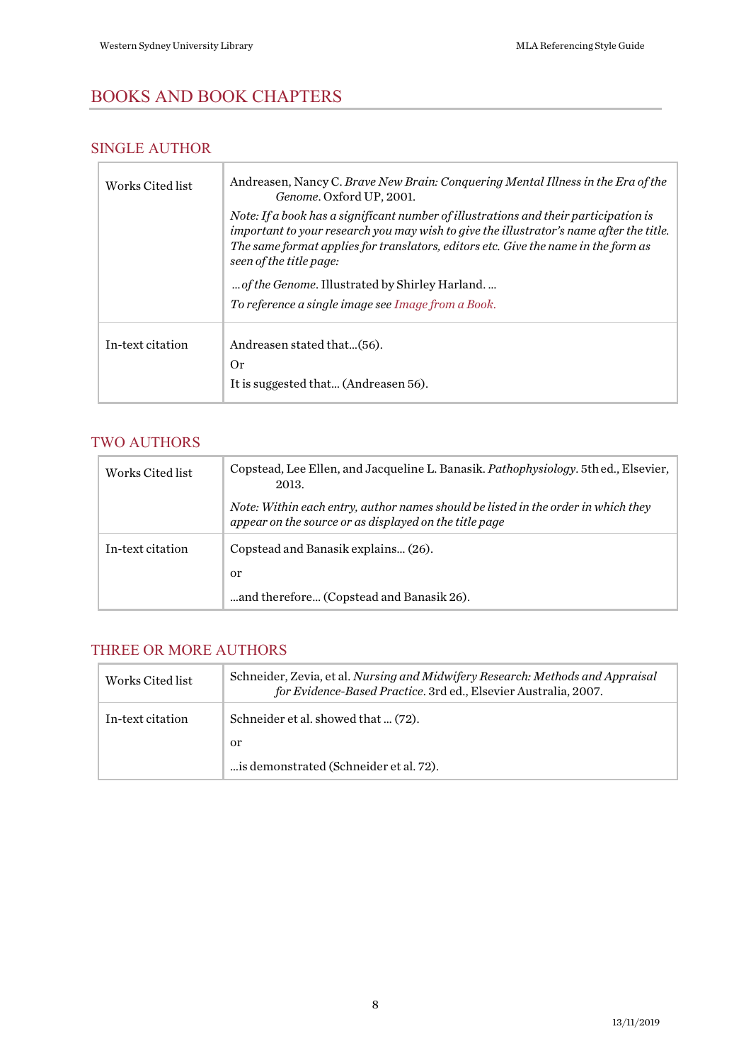# BOOKS AND BOOK CHAPTERS

## SINGLE AUTHOR

| | |
|---|---|
| Works Cited list | Andreasen, Nancy C. *Brave New Brain: Conquering Mental Illness in the Era of the Genome*. Oxford UP, 2001.<br>*Note: If a book has a significant number of illustrations and their participation is important to your research you may wish to give the illustrator's name after the title. The same format applies for translators, editors etc. Give the name in the form as seen of the title page:*<br>*... of the Genome*. Illustrated by Shirley Harland. ...<br>*To reference a single image see Image from a Book.* |
| In-text citation | Andreasen stated that...(56).<br>Or<br>It is suggested that... (Andreasen 56). |

## TWO AUTHORS

| | |
|---|---|
| Works Cited list | Copstead, Lee Ellen, and Jacqueline L. Banasik. *Pathophysiology*. 5th ed., Elsevier, 2013.<br>*Note: Within each entry, author names should be listed in the order in which they appear on the source or as displayed on the title page* |
| In-text citation | Copstead and Banasik explains... (26).<br>or<br>...and therefore... (Copstead and Banasik 26). |

## THREE OR MORE AUTHORS

| | |
|---|---|
| Works Cited list | Schneider, Zevia, et al. *Nursing and Midwifery Research: Methods and Appraisal for Evidence-Based Practice*. 3rd ed., Elsevier Australia, 2007. |
| In-text citation | Schneider et al. showed that ... (72).<br>or<br>...is demonstrated (Schneider et al. 72). |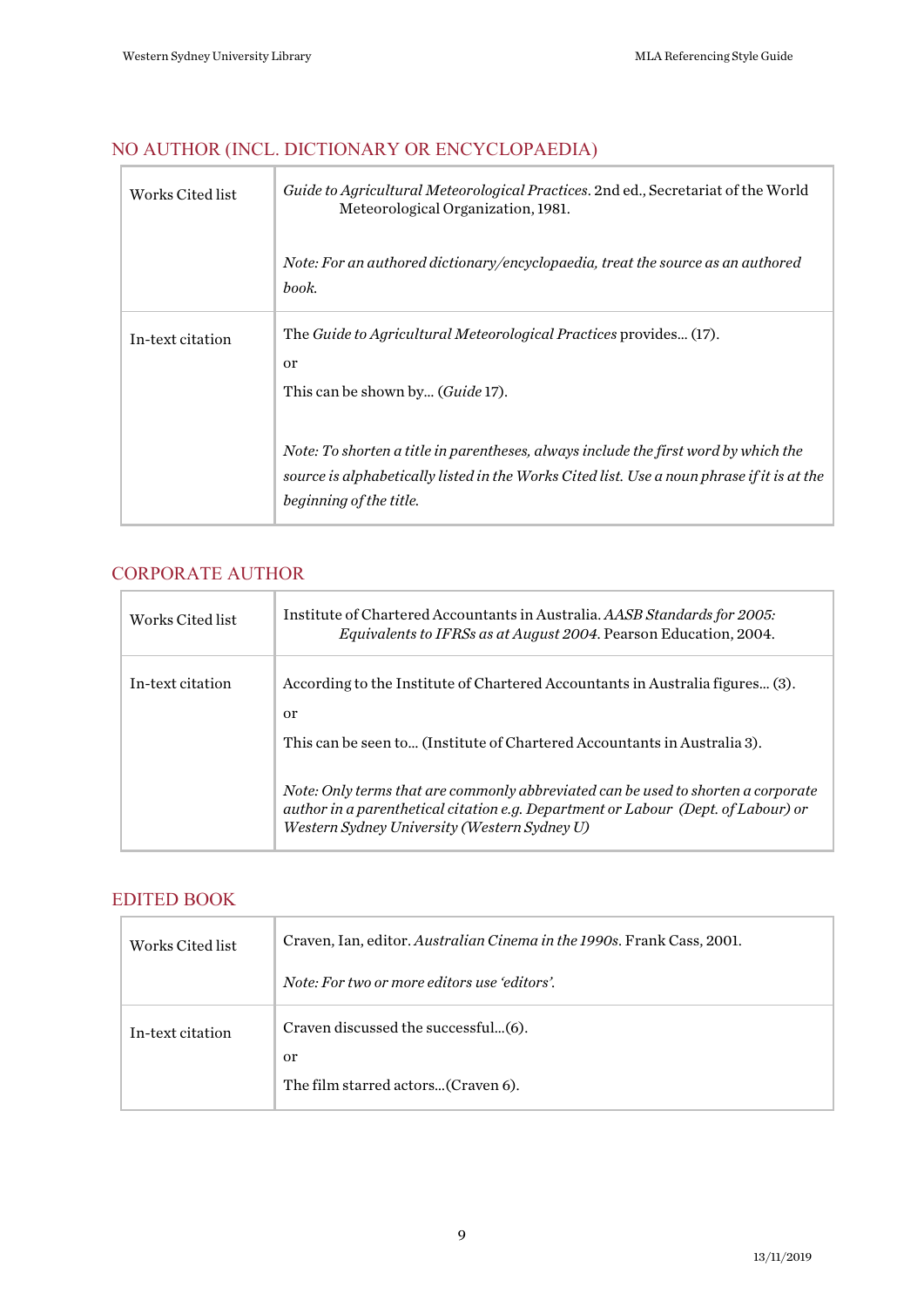## NO AUTHOR (INCL. DICTIONARY OR ENCYCLOPAEDIA)

| | |
|---|---|
| Works Cited list | *Guide to Agricultural Meteorological Practices*. 2nd ed., Secretariat of the World Meteorological Organization, 1981.<br><br>*Note: For an authored dictionary/encyclopaedia, treat the source as an authored book.* |
| In-text citation | The *Guide to Agricultural Meteorological Practices* provides... (17).<br>or<br>This can be shown by... (*Guide* 17).<br><br>*Note: To shorten a title in parentheses, always include the first word by which the source is alphabetically listed in the Works Cited list. Use a noun phrase if it is at the beginning of the title.* |

## CORPORATE AUTHOR

| | |
|---|---|
| Works Cited list | Institute of Chartered Accountants in Australia. *AASB Standards for 2005: Equivalents to IFRSs as at August 2004*. Pearson Education, 2004. |
| In-text citation | According to the Institute of Chartered Accountants in Australia figures... (3).<br>or<br>This can be seen to... (Institute of Chartered Accountants in Australia 3).<br><br>*Note: Only terms that are commonly abbreviated can be used to shorten a corporate author in a parenthetical citation e.g. Department or Labour (Dept. of Labour) or Western Sydney University (Western Sydney U)* |

## EDITED BOOK

| | |
|---|---|
| Works Cited list | Craven, Ian, editor. *Australian Cinema in the 1990s*. Frank Cass, 2001.<br><br>*Note: For two or more editors use 'editors'.* |
| In-text citation | Craven discussed the successful...(6).<br>or<br>The film starred actors...(Craven 6). |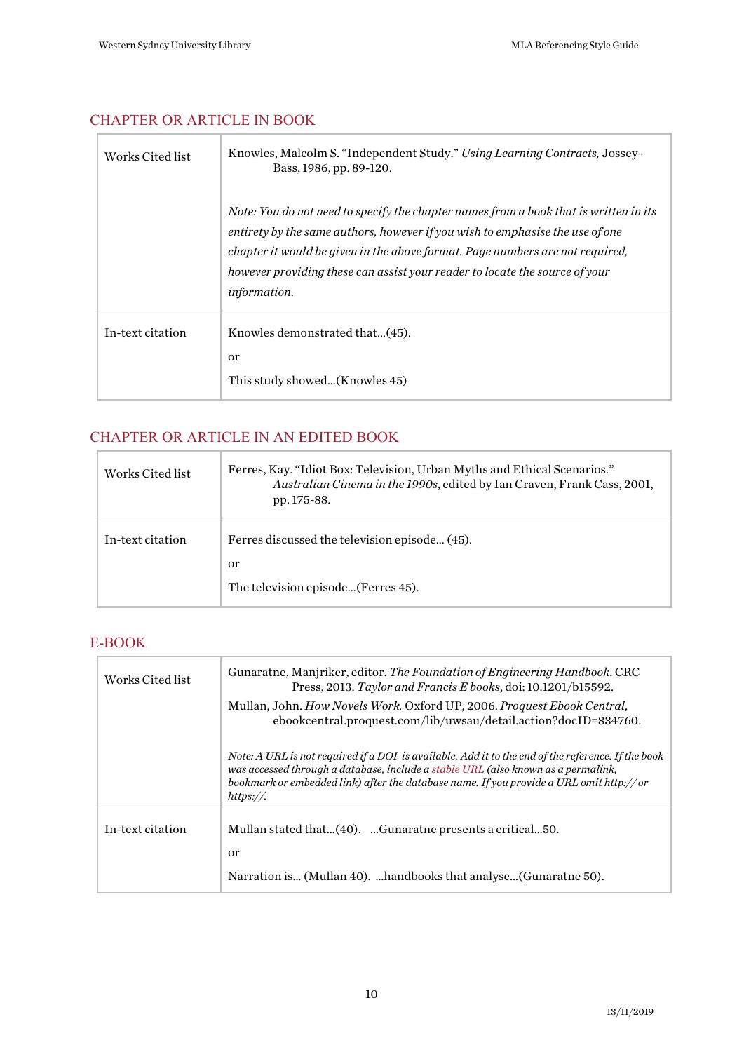## CHAPTER OR ARTICLE IN BOOK

| | |
|---|---|
| Works Cited list | Knowles, Malcolm S. "Independent Study." *Using Learning Contracts,* Jossey-Bass, 1986, pp. 89-120.<br><br>*Note: You do not need to specify the chapter names from a book that is written in its entirety by the same authors, however if you wish to emphasise the use of one chapter it would be given in the above format. Page numbers are not required, however providing these can assist your reader to locate the source of your information.* |
| In-text citation | Knowles demonstrated that...(45).<br><br>or<br><br>This study showed...(Knowles 45) |

## CHAPTER OR ARTICLE IN AN EDITED BOOK

| | |
|---|---|
| Works Cited list | Ferres, Kay. "Idiot Box: Television, Urban Myths and Ethical Scenarios." *Australian Cinema in the 1990s*, edited by Ian Craven, Frank Cass, 2001, pp. 175-88. |
| In-text citation | Ferres discussed the television episode... (45).<br><br>or<br><br>The television episode...(Ferres 45). |

## E-BOOK

| | |
|---|---|
| Works Cited list | Gunaratne, Manjriker, editor. *The Foundation of Engineering Handbook*. CRC Press, 2013. *Taylor and Francis E books*, doi: 10.1201/b15592.<br><br>Mullan, John. *How Novels Work*. Oxford UP, 2006. *Proquest Ebook Central*, ebookcentral.proquest.com/lib/uwsau/detail.action?docID=834760.<br><br>*Note: A URL is not required if a DOI is available. Add it to the end of the reference. If the book was accessed through a database, include a stable URL (also known as a permalink, bookmark or embedded link) after the database name. If you provide a URL omit http:// or https://.* |
| In-text citation | Mullan stated that...(40). ...Gunaratne presents a critical...50.<br><br>or<br><br>Narration is... (Mullan 40). ...handbooks that analyse...(Gunaratne 50). |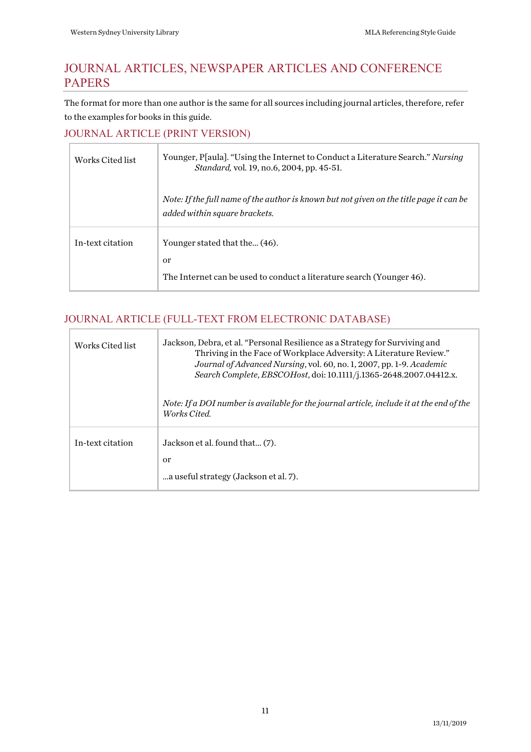# JOURNAL ARTICLES, NEWSPAPER ARTICLES AND CONFERENCE PAPERS

The format for more than one author is the same for all sources including journal articles, therefore, refer to the examples for books in this guide.

## JOURNAL ARTICLE (PRINT VERSION)

| | |
|---|---|
| Works Cited list | Younger, P[aula]. "Using the Internet to Conduct a Literature Search." *Nursing Standard,* vol. 19, no.6, 2004, pp. 45-51.<br><br>*Note: If the full name of the author is known but not given on the title page it can be added within square brackets.* |
| In-text citation | Younger stated that the... (46).<br><br>or<br><br>The Internet can be used to conduct a literature search (Younger 46). |

## JOURNAL ARTICLE (FULL-TEXT FROM ELECTRONIC DATABASE)

| | |
|---|---|
| Works Cited list | Jackson, Debra, et al. "Personal Resilience as a Strategy for Surviving and Thriving in the Face of Workplace Adversity: A Literature Review." *Journal of Advanced Nursing*, vol. 60, no. 1, 2007, pp. 1-9. *Academic Search Complete*, *EBSCOHost*, doi: 10.1111/j.1365-2648.2007.04412.x.<br><br>*Note: If a DOI number is available for the journal article, include it at the end of the Works Cited.* |
| In-text citation | Jackson et al. found that... (7).<br><br>or<br><br>...a useful strategy (Jackson et al. 7). |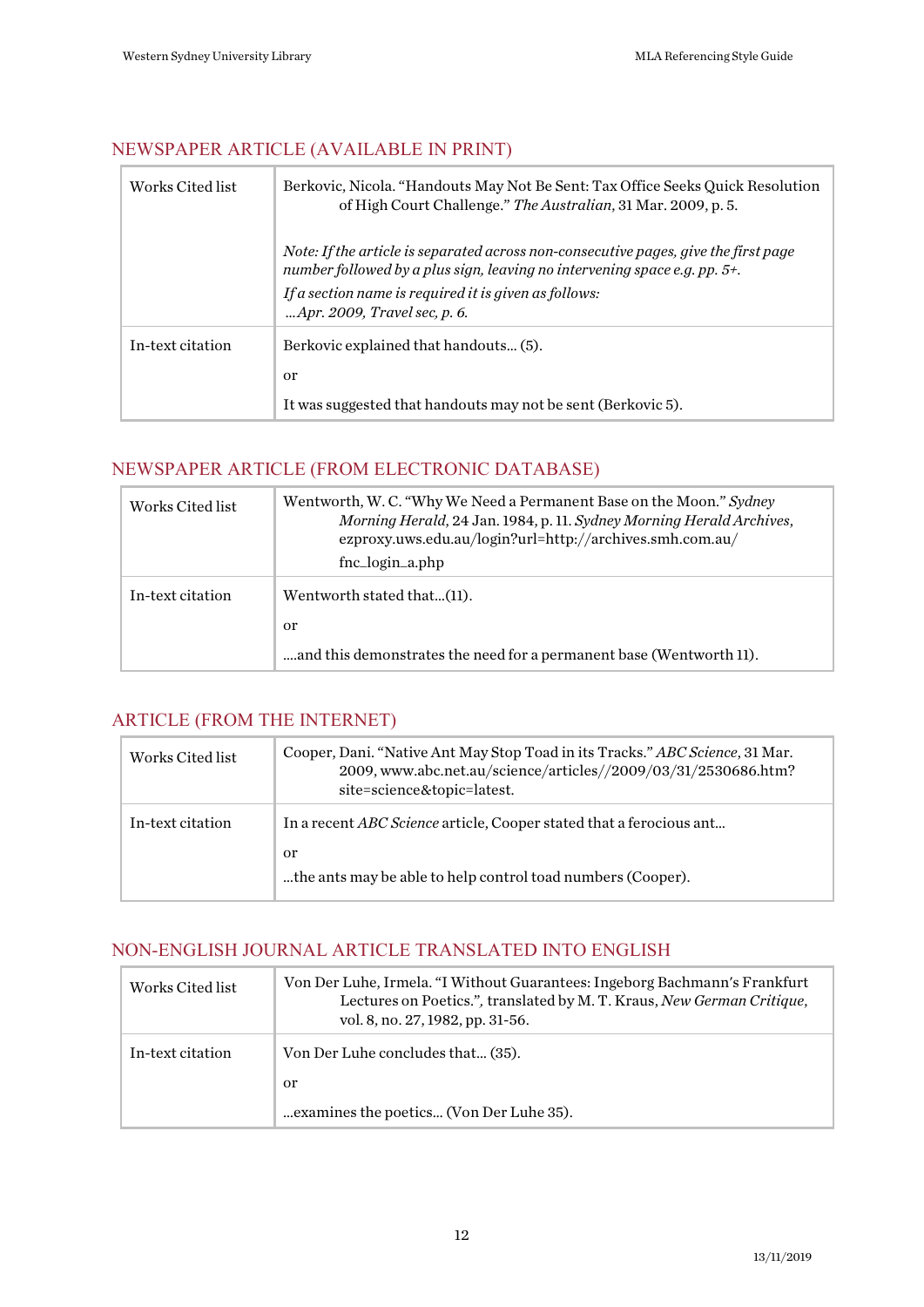## NEWSPAPER ARTICLE (AVAILABLE IN PRINT)

| | |
|---|---|
| Works Cited list | Berkovic, Nicola. "Handouts May Not Be Sent: Tax Office Seeks Quick Resolution of High Court Challenge." *The Australian*, 31 Mar. 2009, p. 5.<br><br>*Note: If the article is separated across non-consecutive pages, give the first page number followed by a plus sign, leaving no intervening space e.g. pp. 5+.*<br>*If a section name is required it is given as follows:*<br>*…Apr. 2009, Travel sec, p. 6.* |
| In-text citation | Berkovic explained that handouts… (5).<br>or<br>It was suggested that handouts may not be sent (Berkovic 5). |

## NEWSPAPER ARTICLE (FROM ELECTRONIC DATABASE)

| | |
|---|---|
| Works Cited list | Wentworth, W. C. "Why We Need a Permanent Base on the Moon." *Sydney Morning Herald*, 24 Jan. 1984, p. 11. *Sydney Morning Herald Archives*, ezproxy.uws.edu.au/login?url=http://archives.smh.com.au/fnc_login_a.php |
| In-text citation | Wentworth stated that…(11).<br>or<br>….and this demonstrates the need for a permanent base (Wentworth 11). |

## ARTICLE (FROM THE INTERNET)

| | |
|---|---|
| Works Cited list | Cooper, Dani. "Native Ant May Stop Toad in its Tracks." *ABC Science*, 31 Mar. 2009, www.abc.net.au/science/articles//2009/03/31/2530686.htm?site=science&topic=latest. |
| In-text citation | In a recent *ABC Science* article, Cooper stated that a ferocious ant…<br>or<br>…the ants may be able to help control toad numbers (Cooper). |

## NON-ENGLISH JOURNAL ARTICLE TRANSLATED INTO ENGLISH

| | |
|---|---|
| Works Cited list | Von Der Luhe, Irmela. "I Without Guarantees: Ingeborg Bachmann's Frankfurt Lectures on Poetics.", translated by M. T. Kraus, *New German Critique*, vol. 8, no. 27, 1982, pp. 31-56. |
| In-text citation | Von Der Luhe concludes that… (35).<br>or<br>…examines the poetics… (Von Der Luhe 35). |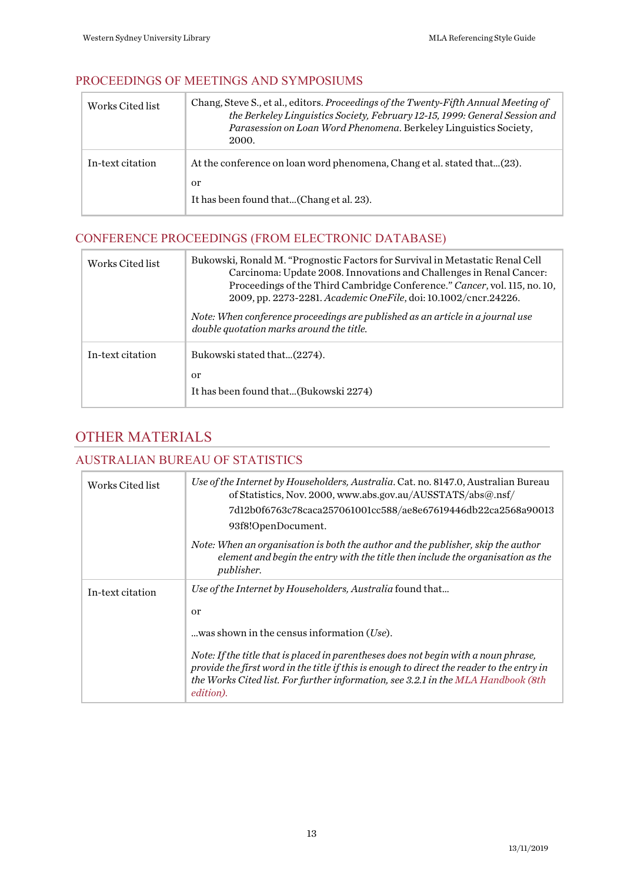## PROCEEDINGS OF MEETINGS AND SYMPOSIUMS

| | |
|---|---|
| Works Cited list | Chang, Steve S., et al., editors. *Proceedings of the Twenty-Fifth Annual Meeting of the Berkeley Linguistics Society, February 12-15, 1999: General Session and Parasession on Loan Word Phenomena*. Berkeley Linguistics Society, 2000. |
| In-text citation | At the conference on loan word phenomena, Chang et al. stated that…(23).<br><br>or<br><br>It has been found that…(Chang et al. 23). |

## CONFERENCE PROCEEDINGS (FROM ELECTRONIC DATABASE)

| | |
|---|---|
| Works Cited list | Bukowski, Ronald M. "Prognostic Factors for Survival in Metastatic Renal Cell Carcinoma: Update 2008. Innovations and Challenges in Renal Cancer: Proceedings of the Third Cambridge Conference." *Cancer*, vol. 115, no. 10, 2009, pp. 2273-2281. *Academic OneFile*, doi: 10.1002/cncr.24226.<br><br>*Note: When conference proceedings are published as an article in a journal use double quotation marks around the title.* |
| In-text citation | Bukowski stated that…(2274).<br><br>or<br><br>It has been found that…(Bukowski 2274) |

# OTHER MATERIALS

## AUSTRALIAN BUREAU OF STATISTICS

| | |
|---|---|
| Works Cited list | *Use of the Internet by Householders, Australia*. Cat. no. 8147.0, Australian Bureau of Statistics, Nov. 2000, www.abs.gov.au/AUSSTATS/abs@.nsf/7d12b0f6763c78caca257061001cc588/ae8e67619446db22ca2568a9001393f8!OpenDocument.<br><br>*Note: When an organisation is both the author and the publisher, skip the author element and begin the entry with the title then include the organisation as the publisher.* |
| In-text citation | *Use of the Internet by Householders, Australia* found that…<br><br>or<br><br>…was shown in the census information (*Use*).<br><br>*Note: If the title that is placed in parentheses does not begin with a noun phrase, provide the first word in the title if this is enough to direct the reader to the entry in the Works Cited list. For further information, see 3.2.1 in the MLA Handbook (8th edition).* |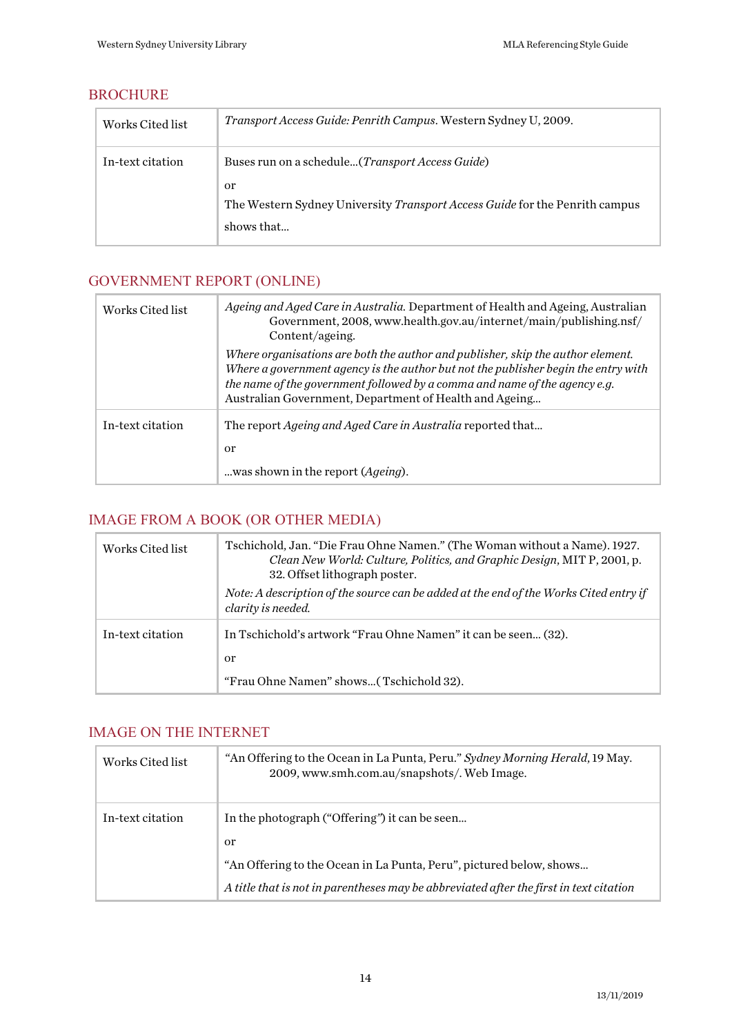## BROCHURE

| | |
|---|---|
| Works Cited list | *Transport Access Guide: Penrith Campus*. Western Sydney U, 2009. |
| In-text citation | Buses run on a schedule…(*Transport Access Guide*)<br><br>or<br><br>The Western Sydney University *Transport Access Guide* for the Penrith campus shows that… |

## GOVERNMENT REPORT (ONLINE)

| | |
|---|---|
| Works Cited list | *Ageing and Aged Care in Australia.* Department of Health and Ageing, Australian Government, 2008, www.health.gov.au/internet/main/publishing.nsf/Content/ageing.<br><br>*Where organisations are both the author and publisher, skip the author element. Where a government agency is the author but not the publisher begin the entry with the name of the government followed by a comma and name of the agency e.g.* Australian Government, Department of Health and Ageing… |
| In-text citation | The report *Ageing and Aged Care in Australia* reported that…<br><br>or<br><br>…was shown in the report (*Ageing*). |

## IMAGE FROM A BOOK (OR OTHER MEDIA)

| | |
|---|---|
| Works Cited list | Tschichold, Jan. "Die Frau Ohne Namen." (The Woman without a Name). 1927. *Clean New World: Culture, Politics, and Graphic Design*, MIT P, 2001, p. 32. Offset lithograph poster.<br><br>*Note: A description of the source can be added at the end of the Works Cited entry if clarity is needed.* |
| In-text citation | In Tschichold's artwork "Frau Ohne Namen" it can be seen… (32).<br><br>or<br><br>"Frau Ohne Namen" shows…( Tschichold 32). |

## IMAGE ON THE INTERNET

| | |
|---|---|
| Works Cited list | "An Offering to the Ocean in La Punta, Peru." *Sydney Morning Herald*, 19 May. 2009, www.smh.com.au/snapshots/. Web Image. |
| In-text citation | In the photograph ("Offering") it can be seen…<br><br>or<br><br>"An Offering to the Ocean in La Punta, Peru", pictured below, shows…<br><br>*A title that is not in parentheses may be abbreviated after the first in text citation* |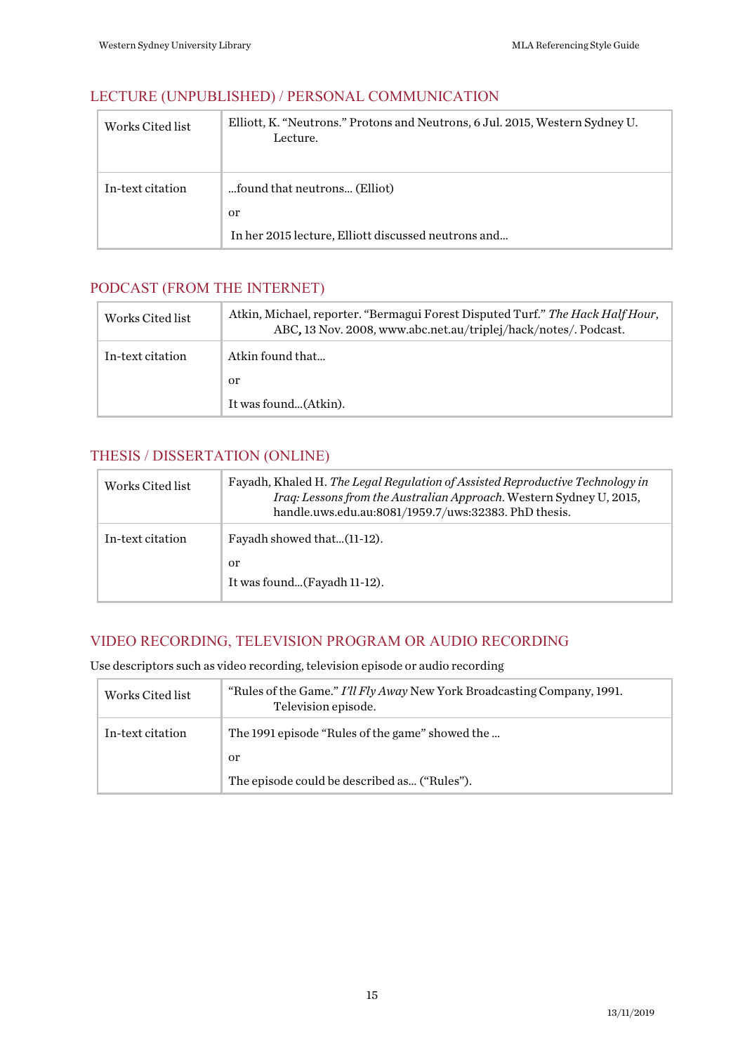## LECTURE (UNPUBLISHED) / PERSONAL COMMUNICATION

| | |
|---|---|
| Works Cited list | Elliott, K. "Neutrons." Protons and Neutrons, 6 Jul. 2015, Western Sydney U. Lecture. |
| In-text citation | ...found that neutrons... (Elliot)<br><br>or<br><br>In her 2015 lecture, Elliott discussed neutrons and... |

## PODCAST (FROM THE INTERNET)

| | |
|---|---|
| Works Cited list | Atkin, Michael, reporter. "Bermagui Forest Disputed Turf." *The Hack Half Hour*, ABC, 13 Nov. 2008, www.abc.net.au/triplej/hack/notes/. Podcast. |
| In-text citation | Atkin found that...<br><br>or<br><br>It was found...(Atkin). |

## THESIS / DISSERTATION (ONLINE)

| | |
|---|---|
| Works Cited list | Fayadh, Khaled H. *The Legal Regulation of Assisted Reproductive Technology in Iraq: Lessons from the Australian Approach.* Western Sydney U, 2015, handle.uws.edu.au:8081/1959.7/uws:32383. PhD thesis. |
| In-text citation | Fayadh showed that...(11-12).<br><br>or<br><br>It was found...(Fayadh 11-12). |

## VIDEO RECORDING, TELEVISION PROGRAM OR AUDIO RECORDING

Use descriptors such as video recording, television episode or audio recording

| | |
|---|---|
| Works Cited list | "Rules of the Game." *I'll Fly Away* New York Broadcasting Company, 1991. Television episode. |
| In-text citation | The 1991 episode "Rules of the game" showed the ...<br><br>or<br><br>The episode could be described as... ("Rules"). |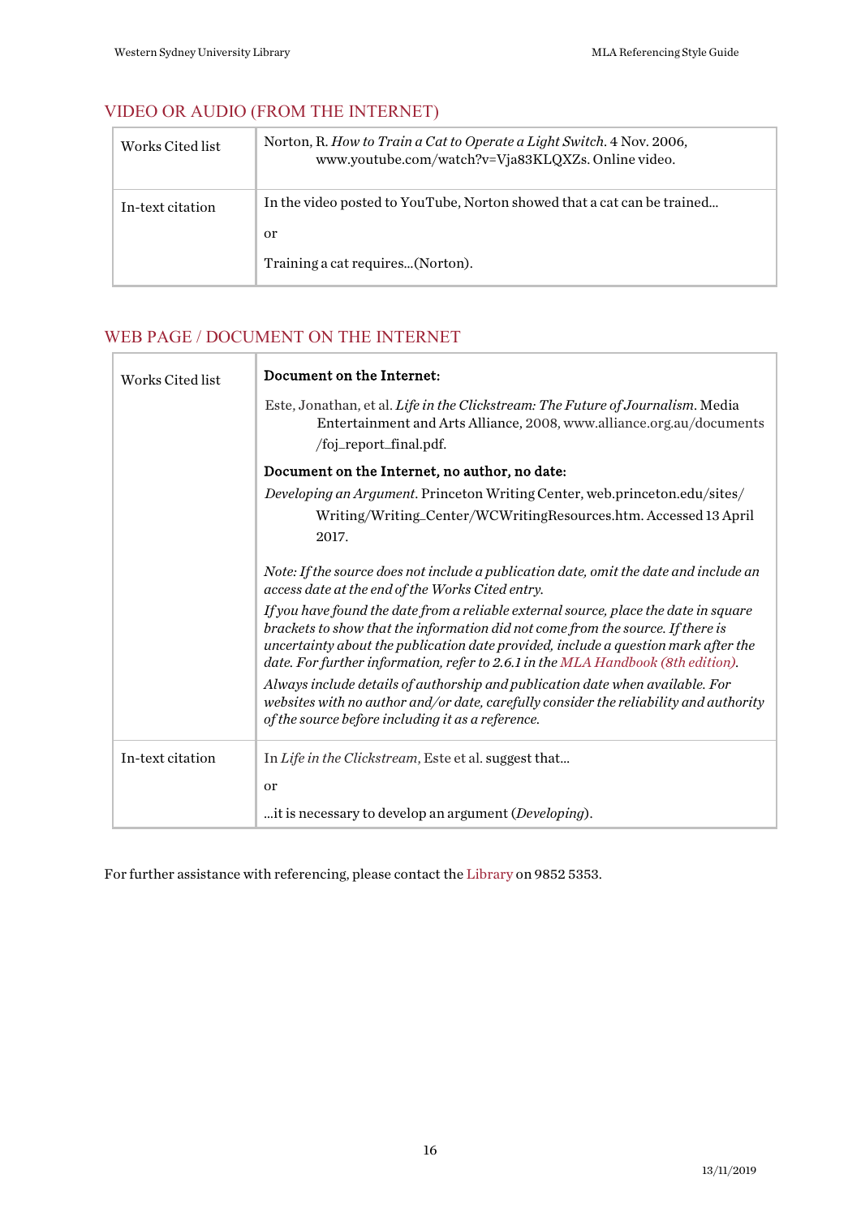## VIDEO OR AUDIO (FROM THE INTERNET)

| | |
|---|---|
| Works Cited list | Norton, R. *How to Train a Cat to Operate a Light Switch*. 4 Nov. 2006, www.youtube.com/watch?v=Vja83KLQXZs. Online video. |
| In-text citation | In the video posted to YouTube, Norton showed that a cat can be trained... <br><br> or <br><br> Training a cat requires...(Norton). |

## WEB PAGE / DOCUMENT ON THE INTERNET

| | |
|---|---|
| Works Cited list | **Document on the Internet:** <br><br> Este, Jonathan, et al. *Life in the Clickstream: The Future of Journalism*. Media Entertainment and Arts Alliance, 2008, www.alliance.org.au/documents /foj_report_final.pdf. <br><br> **Document on the Internet, no author, no date:** <br><br> *Developing an Argument*. Princeton Writing Center, web.princeton.edu/sites/ Writing/Writing_Center/WCWritingResources.htm. Accessed 13 April 2017. <br><br> *Note: If the source does not include a publication date, omit the date and include an access date at the end of the Works Cited entry.* <br><br> *If you have found the date from a reliable external source, place the date in square brackets to show that the information did not come from the source. If there is uncertainty about the publication date provided, include a question mark after the date. For further information, refer to 2.6.1 in the MLA Handbook (8th edition).* <br><br> *Always include details of authorship and publication date when available. For websites with no author and/or date, carefully consider the reliability and authority of the source before including it as a reference.* |
| In-text citation | In *Life in the Clickstream*, Este et al. suggest that... <br><br> or <br><br> ...it is necessary to develop an argument (*Developing*). |

For further assistance with referencing, please contact the Library on 9852 5353.

13/11/2019